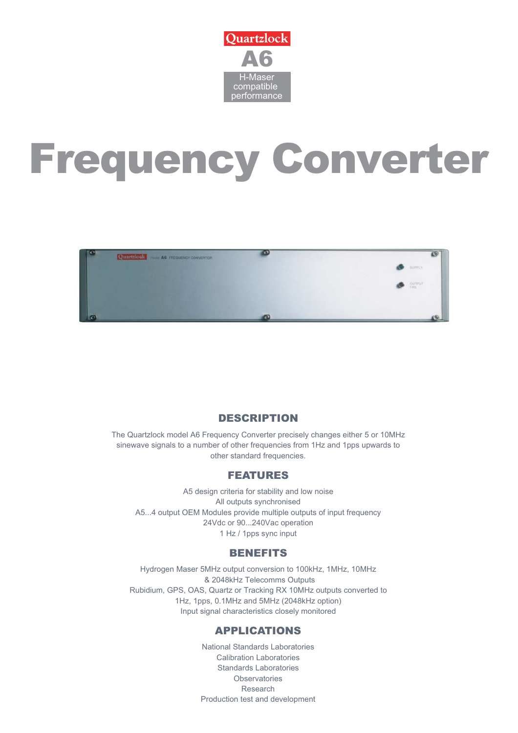Quartzlock

# A6

H-Maser compatible performance

# Frequency Converter

## DESCRIPTION

The Quartzlock model A6 Frequency Converter precisely changes either 5 or 10MHz sinewave signals to a number of other frequencies from 1Hz and 1pps upwards to other standard frequencies.

## FEATURES

A5 design criteria for stability and low noise
All outputs synchronised
A5...4 output OEM Modules provide multiple outputs of input frequency
24Vdc or 90...240Vac operation
1 Hz / 1pps sync input

## BENEFITS

Hydrogen Maser 5MHz output conversion to 100kHz, 1MHz, 10MHz & 2048kHz Telecomms Outputs
Rubidium, GPS, OAS, Quartz or Tracking RX 10MHz outputs converted to 1Hz, 1pps, 0.1MHz and 5MHz (2048kHz option)
Input signal characteristics closely monitored

## APPLICATIONS

National Standards Laboratories
Calibration Laboratories
Standards Laboratories
Observatories
Research
Production test and development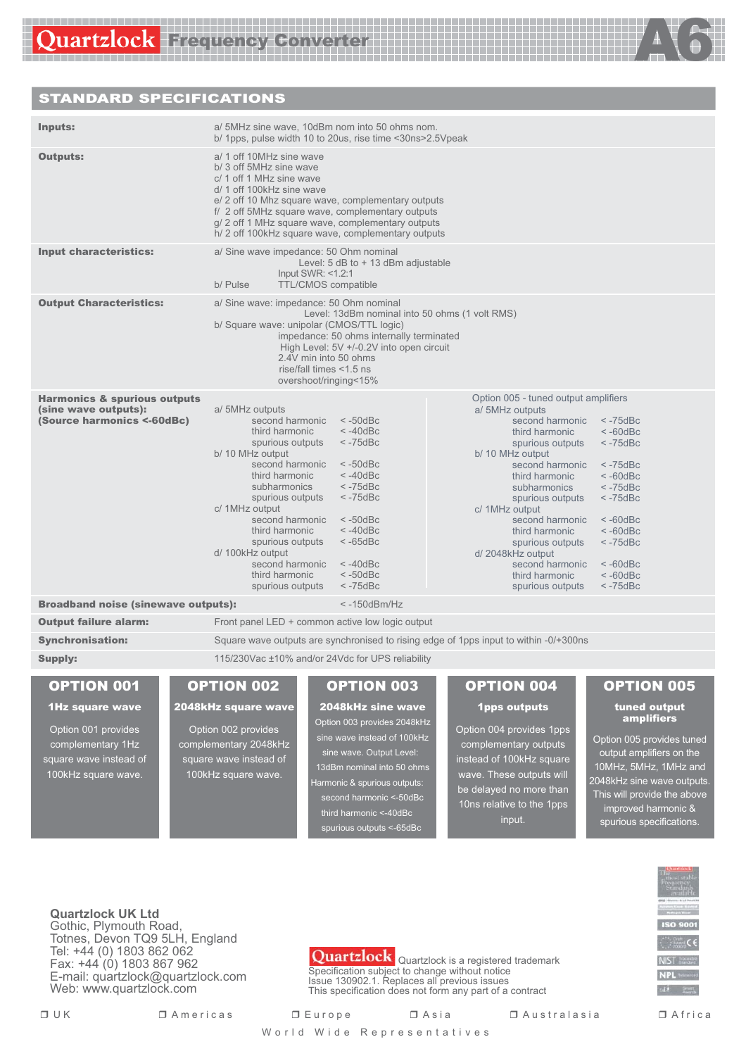# Quartzlock Frequency Converter A6

## STANDARD SPECIFICATIONS

**Inputs:**
a/ 5MHz sine wave, 10dBm nom into 50 ohms nom.
b/ 1pps, pulse width 10 to 20us, rise time <30ns>2.5Vpeak

**Outputs:**
a/ 1 off 10MHz sine wave
b/ 3 off 5MHz sine wave
c/ 1 off 1 MHz sine wave
d/ 1 off 100kHz sine wave
e/ 2 off 10 Mhz square wave, complementary outputs
f/ 2 off 5MHz square wave, complementary outputs
g/ 2 off 1 MHz square wave, complementary outputs
h/ 2 off 100kHz square wave, complementary outputs

**Input characteristics:**
a/ Sine wave impedance: 50 Ohm nominal
Level: 5 dB to + 13 dBm adjustable
Input SWR: <1.2:1
b/ Pulse TTL/CMOS compatible

**Output Characteristics:**
a/ Sine wave: impedance: 50 Ohm nominal
Level: 13dBm nominal into 50 ohms (1 volt RMS)
b/ Square wave: unipolar (CMOS/TTL logic)
impedance: 50 ohms internally terminated
High Level: 5V +/-0.2V into open circuit
2.4V min into 50 ohms
rise/fall times <1.5 ns
overshoot/ringing<15%

**Harmonics & spurious outputs (sine wave outputs): (Source harmonics <-60dBc)**

| Standard | | Option 005 - tuned output amplifiers | |
|---|---|---|---|
| a/ 5MHz outputs | | a/ 5MHz outputs | |
| second harmonic | < -50dBc | second harmonic | < -75dBc |
| third harmonic | < -40dBc | third harmonic | < -60dBc |
| spurious outputs | < -75dBc | spurious outputs | < -75dBc |
| b/ 10 MHz output | | b/ 10 MHz output | |
| second harmonic | < -50dBc | second harmonic | < -75dBc |
| third harmonic | < -40dBc | third harmonic | < -60dBc |
| subharmonics | < -75dBc | subharmonics | < -75dBc |
| spurious outputs | < -75dBc | spurious outputs | < -75dBc |
| c/ 1MHz output | | c/ 1MHz output | |
| second harmonic | < -50dBc | second harmonic | < -60dBc |
| third harmonic | < -40dBc | third harmonic | < -60dBc |
| spurious outputs | < -65dBc | spurious outputs | < -75dBc |
| d/ 100kHz output | | d/ 2048kHz output | |
| second harmonic | < -40dBc | second harmonic | < -60dBc |
| third harmonic | < -50dBc | third harmonic | < -60dBc |
| spurious outputs | < -75dBc | spurious outputs | < -75dBc |

**Broadband noise (sinewave outputs):** < -150dBm/Hz

**Output failure alarm:** Front panel LED + common active low logic output

**Synchronisation:** Square wave outputs are synchronised to rising edge of 1pps input to within -0/+300ns

**Supply:** 115/230Vac ±10% and/or 24Vdc for UPS reliability

### OPTION 001
**1Hz square wave**

Option 001 provides complementary 1Hz square wave instead of 100kHz square wave.

### OPTION 002
**2048kHz square wave**

Option 002 provides complementary 2048kHz square wave instead of 100kHz square wave.

### OPTION 003
**2048kHz sine wave**

Option 003 provides 2048kHz sine wave instead of 100kHz sine wave. Output Level: 13dBm nominal into 50 ohms
Harmonic & spurious outputs:
second harmonic <-50dBc
third harmonic <-40dBc
spurious outputs <-65dBc

### OPTION 004
**1pps outputs**

Option 004 provides 1pps complementary outputs instead of 100kHz square wave. These outputs will be delayed no more than 10ns relative to the 1pps input.

### OPTION 005
**tuned output amplifiers**

Option 005 provides tuned output amplifiers on the 10MHz, 5MHz, 1MHz and 2048kHz sine wave outputs. This will provide the above improved harmonic & spurious specifications.

**Quartzlock UK Ltd**
Gothic, Plymouth Road,
Totnes, Devon TQ9 5LH, England
Tel: +44 (0) 1803 862 062
Fax: +44 (0) 1803 867 962
E-mail: quartzlock@quartzlock.com
Web: www.quartzlock.com

Quartzlock is a registered trademark
Specification subject to change without notice
Issue 130902.1. Replaces all previous issues
This specification does not form any part of a contract

ISO 9001

❒ UK ❒ Americas ❒ Europe ❒ Asia ❒ Australasia ❒ Africa

World Wide Representatives